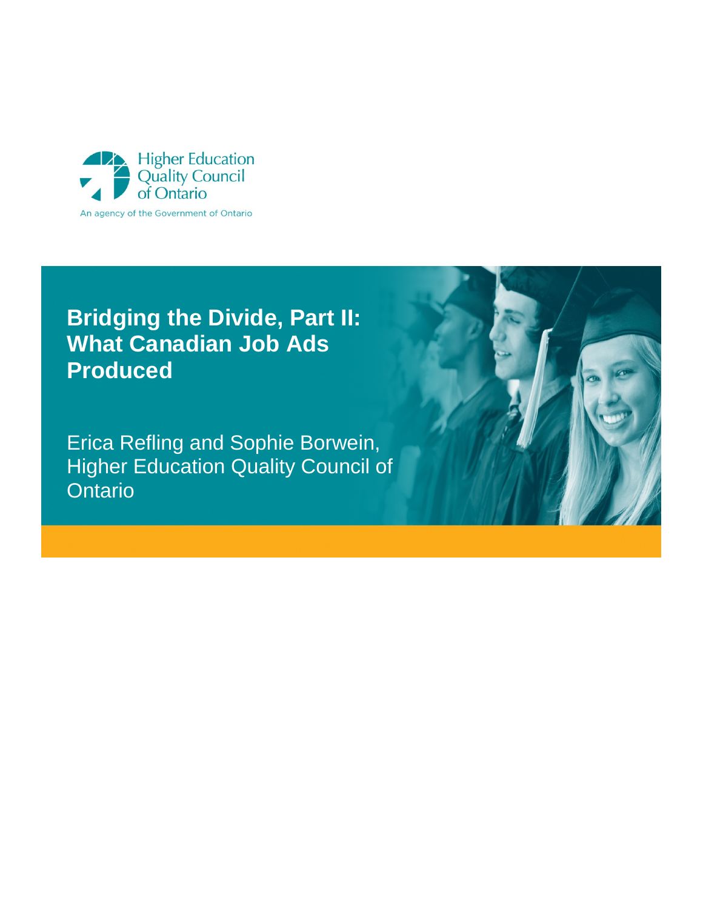Higher Education Quality Council of Ontario

An agency of the Government of Ontario

# Bridging the Divide, Part II: What Canadian Job Ads Produced

Erica Refling and Sophie Borwein, Higher Education Quality Council of Ontario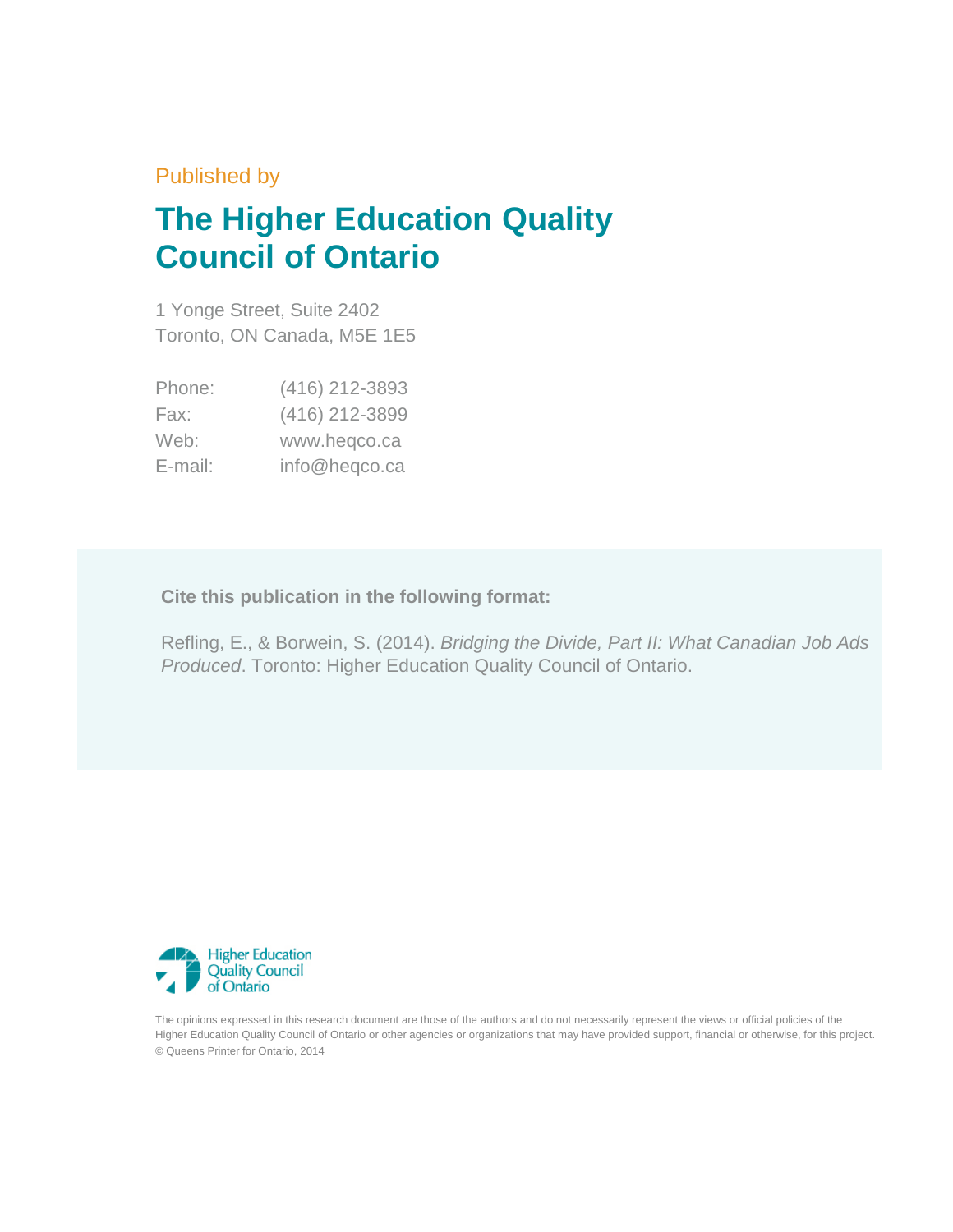Published by

# The Higher Education Quality Council of Ontario

1 Yonge Street, Suite 2402
Toronto, ON Canada, M5E 1E5

| | |
|---|---|
| Phone: | (416) 212-3893 |
| Fax: | (416) 212-3899 |
| Web: | www.heqco.ca |
| E-mail: | info@heqco.ca |

**Cite this publication in the following format:**

Refling, E., & Borwein, S. (2014). *Bridging the Divide, Part II: What Canadian Job Ads Produced*. Toronto: Higher Education Quality Council of Ontario.

Higher Education Quality Council of Ontario

The opinions expressed in this research document are those of the authors and do not necessarily represent the views or official policies of the Higher Education Quality Council of Ontario or other agencies or organizations that may have provided support, financial or otherwise, for this project. © Queens Printer for Ontario, 2014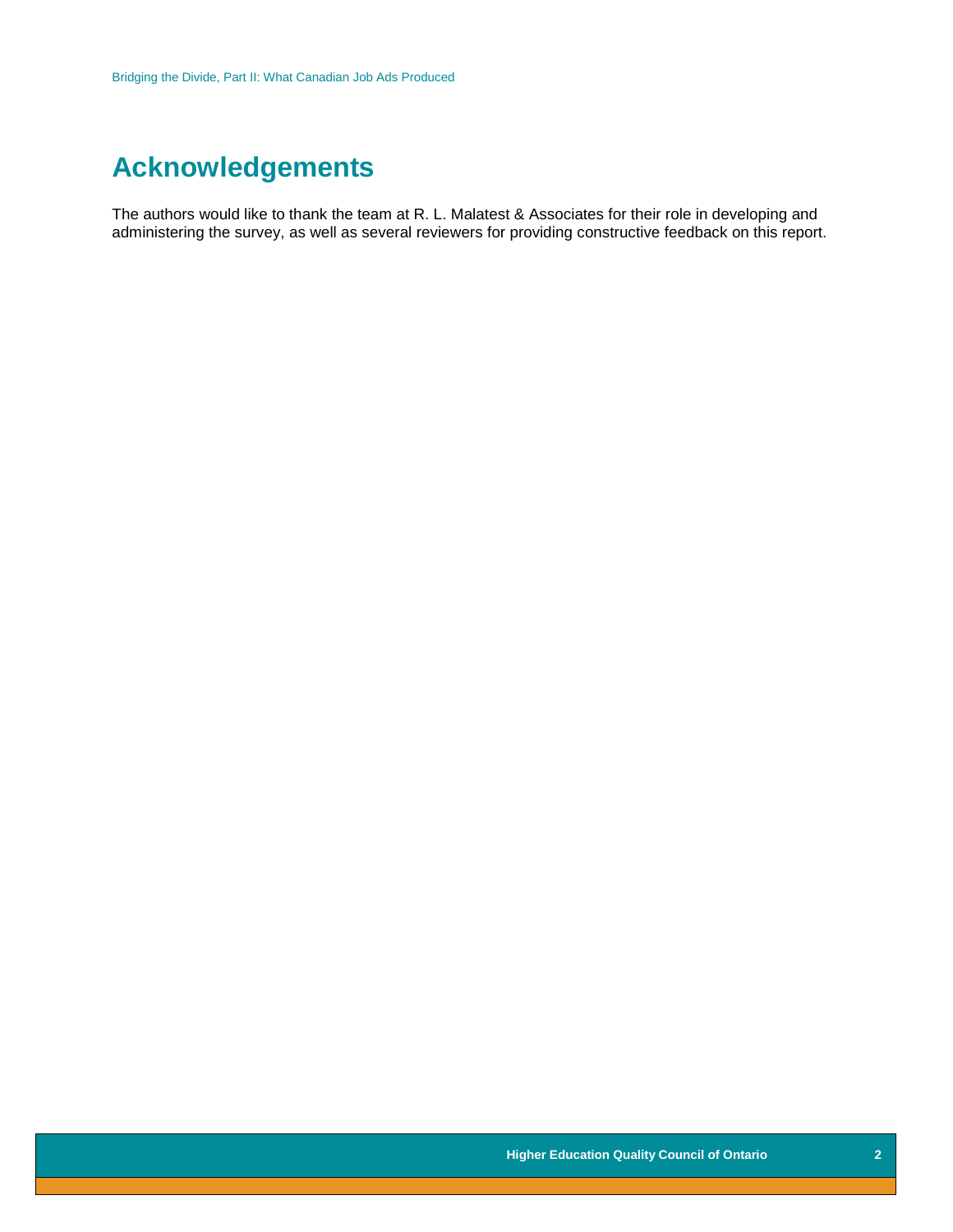# Acknowledgements

The authors would like to thank the team at R. L. Malatest & Associates for their role in developing and administering the survey, as well as several reviewers for providing constructive feedback on this report.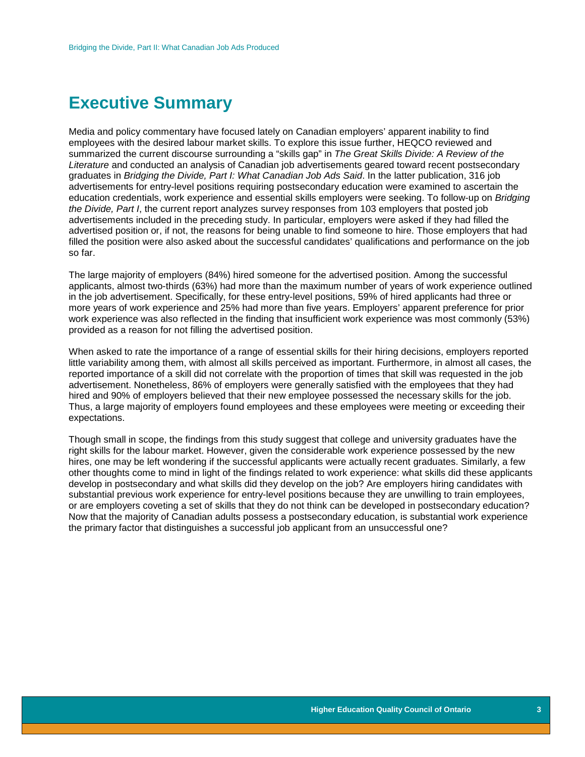# Executive Summary

Media and policy commentary have focused lately on Canadian employers' apparent inability to find employees with the desired labour market skills. To explore this issue further, HEQCO reviewed and summarized the current discourse surrounding a "skills gap" in *The Great Skills Divide: A Review of the Literature* and conducted an analysis of Canadian job advertisements geared toward recent postsecondary graduates in *Bridging the Divide, Part I: What Canadian Job Ads Said*. In the latter publication, 316 job advertisements for entry-level positions requiring postsecondary education were examined to ascertain the education credentials, work experience and essential skills employers were seeking. To follow-up on *Bridging the Divide, Part I*, the current report analyzes survey responses from 103 employers that posted job advertisements included in the preceding study. In particular, employers were asked if they had filled the advertised position or, if not, the reasons for being unable to find someone to hire. Those employers that had filled the position were also asked about the successful candidates' qualifications and performance on the job so far.

The large majority of employers (84%) hired someone for the advertised position. Among the successful applicants, almost two-thirds (63%) had more than the maximum number of years of work experience outlined in the job advertisement. Specifically, for these entry-level positions, 59% of hired applicants had three or more years of work experience and 25% had more than five years. Employers' apparent preference for prior work experience was also reflected in the finding that insufficient work experience was most commonly (53%) provided as a reason for not filling the advertised position.

When asked to rate the importance of a range of essential skills for their hiring decisions, employers reported little variability among them, with almost all skills perceived as important. Furthermore, in almost all cases, the reported importance of a skill did not correlate with the proportion of times that skill was requested in the job advertisement. Nonetheless, 86% of employers were generally satisfied with the employees that they had hired and 90% of employers believed that their new employee possessed the necessary skills for the job. Thus, a large majority of employers found employees and these employees were meeting or exceeding their expectations.

Though small in scope, the findings from this study suggest that college and university graduates have the right skills for the labour market. However, given the considerable work experience possessed by the new hires, one may be left wondering if the successful applicants were actually recent graduates. Similarly, a few other thoughts come to mind in light of the findings related to work experience: what skills did these applicants develop in postsecondary and what skills did they develop on the job? Are employers hiring candidates with substantial previous work experience for entry-level positions because they are unwilling to train employees, or are employers coveting a set of skills that they do not think can be developed in postsecondary education? Now that the majority of Canadian adults possess a postsecondary education, is substantial work experience the primary factor that distinguishes a successful job applicant from an unsuccessful one?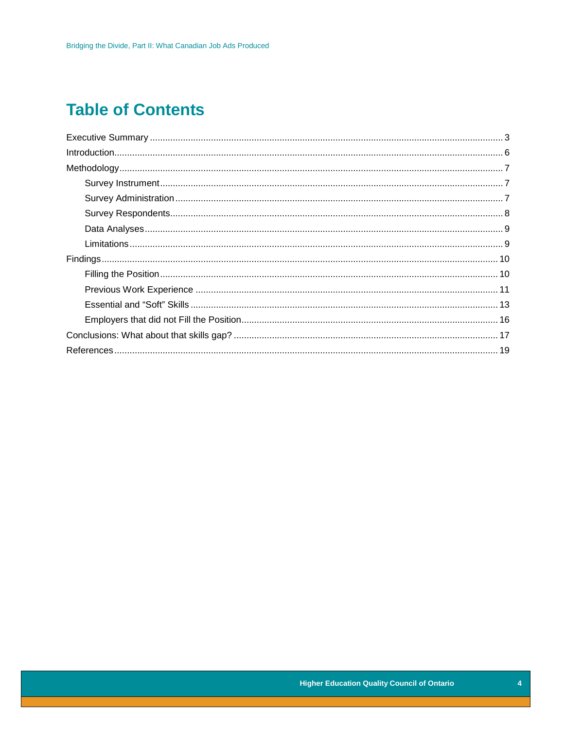# Table of Contents

Executive Summary ........ 3

Introduction ........ 6

Methodology ........ 7

- Survey Instrument ........ 7
- Survey Administration ........ 7
- Survey Respondents ........ 8
- Data Analyses ........ 9
- Limitations ........ 9

Findings ........ 10

- Filling the Position ........ 10
- Previous Work Experience ........ 11
- Essential and “Soft” Skills ........ 13
- Employers that did not Fill the Position ........ 16

Conclusions: What about that skills gap? ........ 17

References ........ 19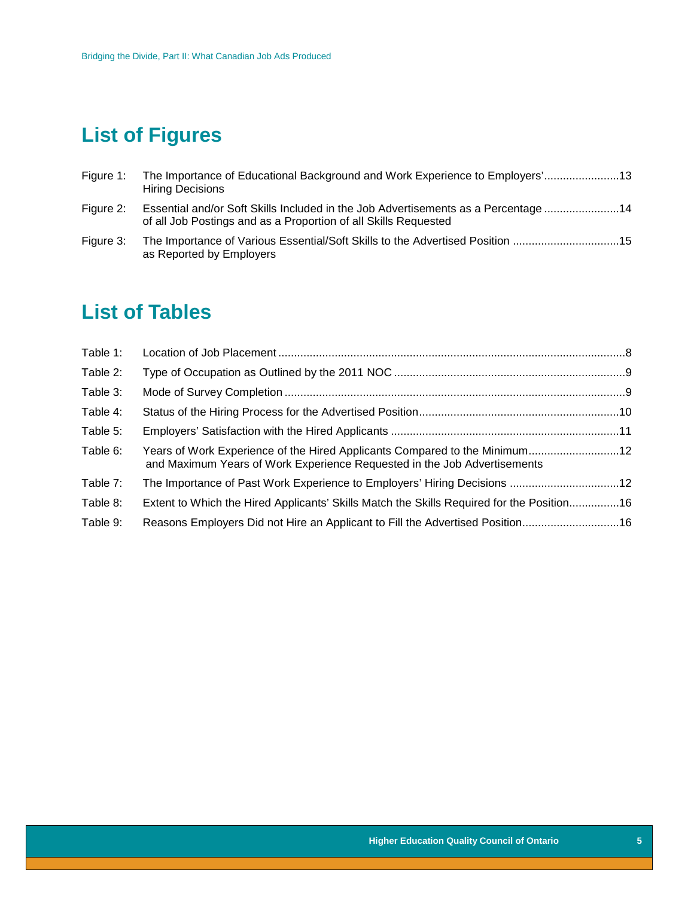## List of Figures

Figure 1: The Importance of Educational Background and Work Experience to Employers' Hiring Decisions........................13

Figure 2: Essential and/or Soft Skills Included in the Job Advertisements as a Percentage of all Job Postings and as a Proportion of all Skills Requested........................14

Figure 3: The Importance of Various Essential/Soft Skills to the Advertised Position as Reported by Employers.................................15

## List of Tables

Table 1: Location of Job Placement..........................................................................................................8

Table 2: Type of Occupation as Outlined by the 2011 NOC..........................................................................9

Table 3: Mode of Survey Completion...........................................................................................................9

Table 4: Status of the Hiring Process for the Advertised Position................................................................10

Table 5: Employers' Satisfaction with the Hired Applicants.........................................................................11

Table 6: Years of Work Experience of the Hired Applicants Compared to the Minimum and Maximum Years of Work Experience Requested in the Job Advertisements.............................12

Table 7: The Importance of Past Work Experience to Employers' Hiring Decisions..................................12

Table 8: Extent to Which the Hired Applicants' Skills Match the Skills Required for the Position................16

Table 9: Reasons Employers Did not Hire an Applicant to Fill the Advertised Position...............................16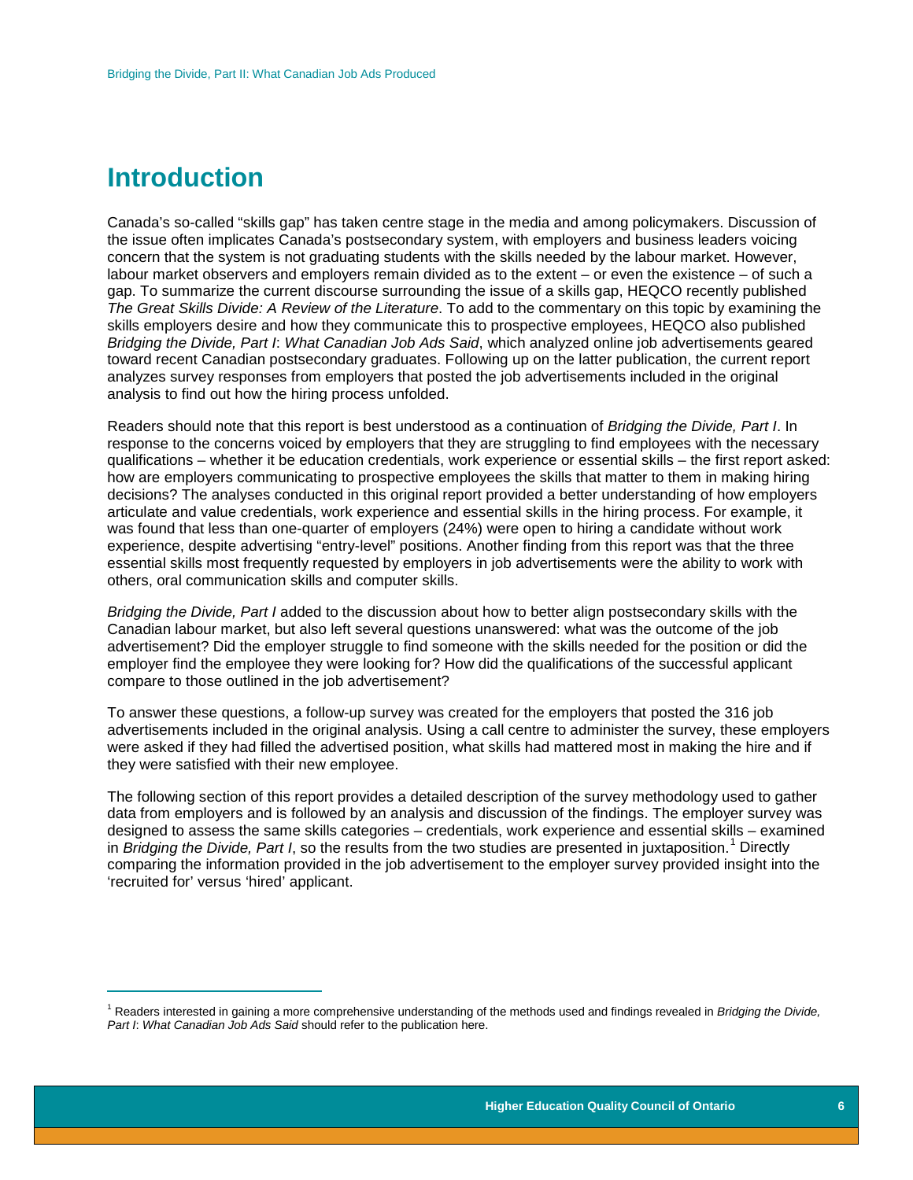# Introduction

Canada's so-called "skills gap" has taken centre stage in the media and among policymakers. Discussion of the issue often implicates Canada's postsecondary system, with employers and business leaders voicing concern that the system is not graduating students with the skills needed by the labour market. However, labour market observers and employers remain divided as to the extent – or even the existence – of such a gap. To summarize the current discourse surrounding the issue of a skills gap, HEQCO recently published *The Great Skills Divide: A Review of the Literature*. To add to the commentary on this topic by examining the skills employers desire and how they communicate this to prospective employees, HEQCO also published *Bridging the Divide, Part I*: *What Canadian Job Ads Said*, which analyzed online job advertisements geared toward recent Canadian postsecondary graduates. Following up on the latter publication, the current report analyzes survey responses from employers that posted the job advertisements included in the original analysis to find out how the hiring process unfolded.

Readers should note that this report is best understood as a continuation of *Bridging the Divide, Part I*. In response to the concerns voiced by employers that they are struggling to find employees with the necessary qualifications – whether it be education credentials, work experience or essential skills – the first report asked: how are employers communicating to prospective employees the skills that matter to them in making hiring decisions? The analyses conducted in this original report provided a better understanding of how employers articulate and value credentials, work experience and essential skills in the hiring process. For example, it was found that less than one-quarter of employers (24%) were open to hiring a candidate without work experience, despite advertising "entry-level" positions. Another finding from this report was that the three essential skills most frequently requested by employers in job advertisements were the ability to work with others, oral communication skills and computer skills.

*Bridging the Divide, Part I* added to the discussion about how to better align postsecondary skills with the Canadian labour market, but also left several questions unanswered: what was the outcome of the job advertisement? Did the employer struggle to find someone with the skills needed for the position or did the employer find the employee they were looking for? How did the qualifications of the successful applicant compare to those outlined in the job advertisement?

To answer these questions, a follow-up survey was created for the employers that posted the 316 job advertisements included in the original analysis. Using a call centre to administer the survey, these employers were asked if they had filled the advertised position, what skills had mattered most in making the hire and if they were satisfied with their new employee.

The following section of this report provides a detailed description of the survey methodology used to gather data from employers and is followed by an analysis and discussion of the findings. The employer survey was designed to assess the same skills categories – credentials, work experience and essential skills – examined in *Bridging the Divide, Part I*, so the results from the two studies are presented in juxtaposition.[1] Directly comparing the information provided in the job advertisement to the employer survey provided insight into the 'recruited for' versus 'hired' applicant.

[1] Readers interested in gaining a more comprehensive understanding of the methods used and findings revealed in *Bridging the Divide, Part I*: *What Canadian Job Ads Said* should refer to the publication here.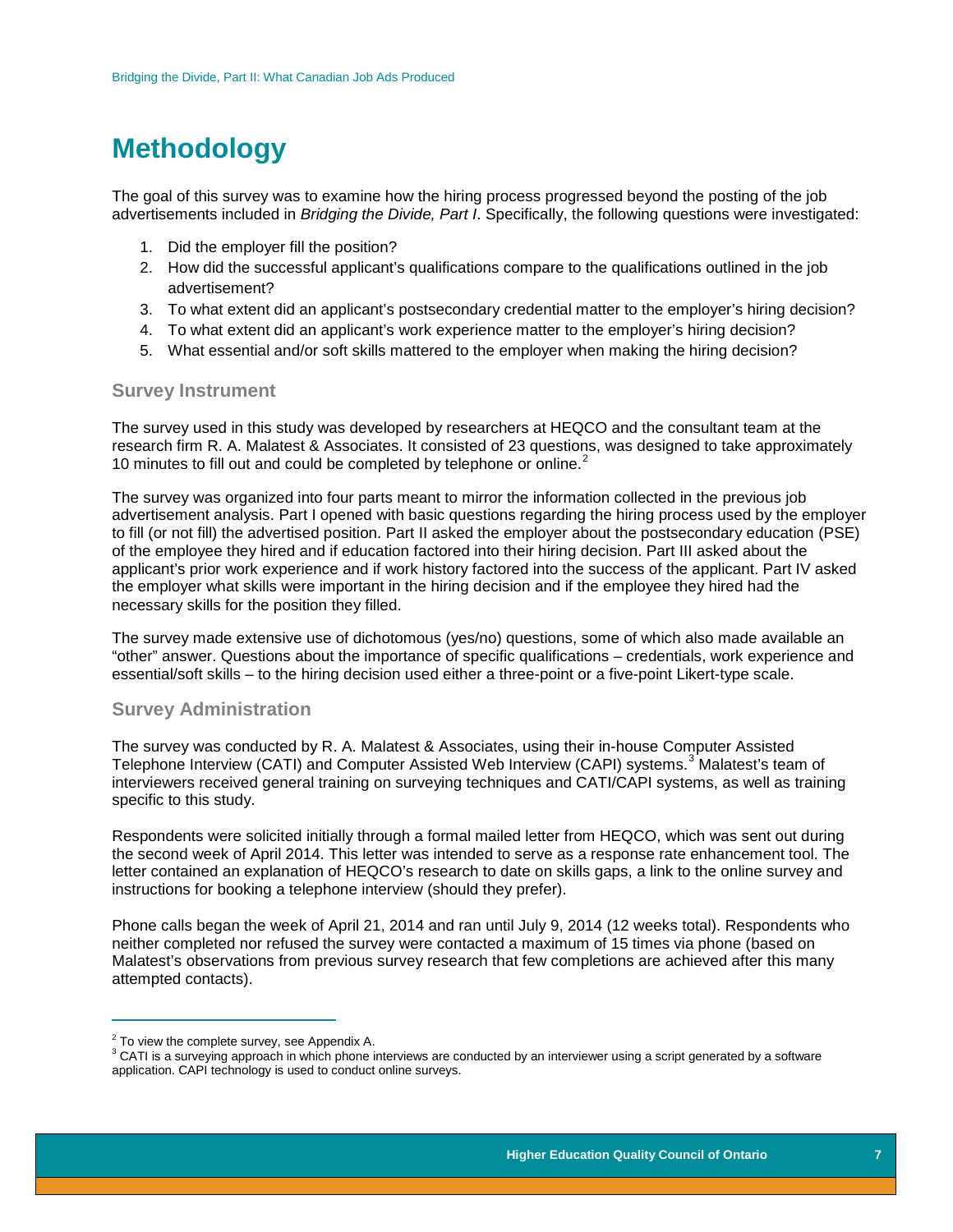# Methodology

The goal of this survey was to examine how the hiring process progressed beyond the posting of the job advertisements included in *Bridging the Divide, Part I*. Specifically, the following questions were investigated:

1. Did the employer fill the position?
2. How did the successful applicant's qualifications compare to the qualifications outlined in the job advertisement?
3. To what extent did an applicant's postsecondary credential matter to the employer's hiring decision?
4. To what extent did an applicant's work experience matter to the employer's hiring decision?
5. What essential and/or soft skills mattered to the employer when making the hiring decision?

## Survey Instrument

The survey used in this study was developed by researchers at HEQCO and the consultant team at the research firm R. A. Malatest & Associates. It consisted of 23 questions, was designed to take approximately 10 minutes to fill out and could be completed by telephone or online.[2]

The survey was organized into four parts meant to mirror the information collected in the previous job advertisement analysis. Part I opened with basic questions regarding the hiring process used by the employer to fill (or not fill) the advertised position. Part II asked the employer about the postsecondary education (PSE) of the employee they hired and if education factored into their hiring decision. Part III asked about the applicant's prior work experience and if work history factored into the success of the applicant. Part IV asked the employer what skills were important in the hiring decision and if the employee they hired had the necessary skills for the position they filled.

The survey made extensive use of dichotomous (yes/no) questions, some of which also made available an "other" answer. Questions about the importance of specific qualifications – credentials, work experience and essential/soft skills – to the hiring decision used either a three-point or a five-point Likert-type scale.

## Survey Administration

The survey was conducted by R. A. Malatest & Associates, using their in-house Computer Assisted Telephone Interview (CATI) and Computer Assisted Web Interview (CAPI) systems.[3] Malatest's team of interviewers received general training on surveying techniques and CATI/CAPI systems, as well as training specific to this study.

Respondents were solicited initially through a formal mailed letter from HEQCO, which was sent out during the second week of April 2014. This letter was intended to serve as a response rate enhancement tool. The letter contained an explanation of HEQCO's research to date on skills gaps, a link to the online survey and instructions for booking a telephone interview (should they prefer).

Phone calls began the week of April 21, 2014 and ran until July 9, 2014 (12 weeks total). Respondents who neither completed nor refused the survey were contacted a maximum of 15 times via phone (based on Malatest's observations from previous survey research that few completions are achieved after this many attempted contacts).

---

[2] To view the complete survey, see Appendix A.

[3] CATI is a surveying approach in which phone interviews are conducted by an interviewer using a script generated by a software application. CAPI technology is used to conduct online surveys.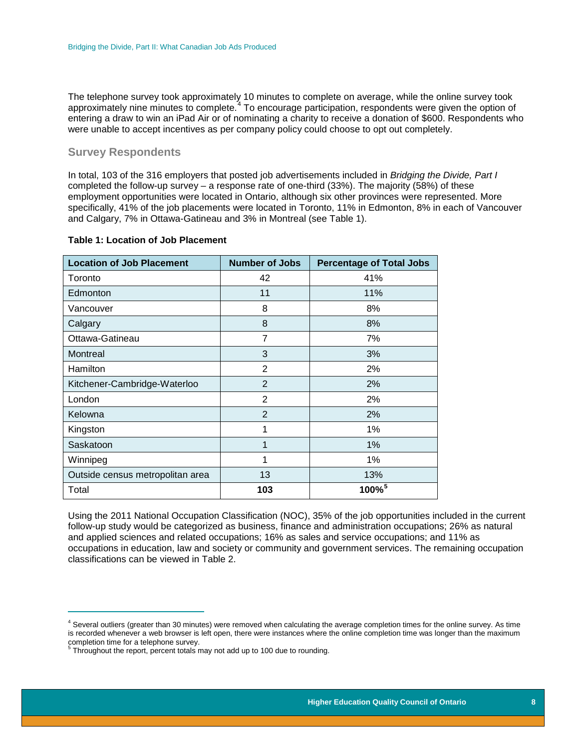The telephone survey took approximately 10 minutes to complete on average, while the online survey took approximately nine minutes to complete.[4] To encourage participation, respondents were given the option of entering a draw to win an iPad Air or of nominating a charity to receive a donation of $600. Respondents who were unable to accept incentives as per company policy could choose to opt out completely.

## Survey Respondents

In total, 103 of the 316 employers that posted job advertisements included in *Bridging the Divide, Part I* completed the follow-up survey – a response rate of one-third (33%). The majority (58%) of these employment opportunities were located in Ontario, although six other provinces were represented. More specifically, 41% of the job placements were located in Toronto, 11% in Edmonton, 8% in each of Vancouver and Calgary, 7% in Ottawa-Gatineau and 3% in Montreal (see Table 1).

**Table 1: Location of Job Placement**

| Location of Job Placement | Number of Jobs | Percentage of Total Jobs |
|---|---|---|
| Toronto | 42 | 41% |
| Edmonton | 11 | 11% |
| Vancouver | 8 | 8% |
| Calgary | 8 | 8% |
| Ottawa-Gatineau | 7 | 7% |
| Montreal | 3 | 3% |
| Hamilton | 2 | 2% |
| Kitchener-Cambridge-Waterloo | 2 | 2% |
| London | 2 | 2% |
| Kelowna | 2 | 2% |
| Kingston | 1 | 1% |
| Saskatoon | 1 | 1% |
| Winnipeg | 1 | 1% |
| Outside census metropolitan area | 13 | 13% |
| Total | **103** | **100%**[5] |

Using the 2011 National Occupation Classification (NOC), 35% of the job opportunities included in the current follow-up study would be categorized as business, finance and administration occupations; 26% as natural and applied sciences and related occupations; 16% as sales and service occupations; and 11% as occupations in education, law and society or community and government services. The remaining occupation classifications can be viewed in Table 2.

---

[4] Several outliers (greater than 30 minutes) were removed when calculating the average completion times for the online survey. As time is recorded whenever a web browser is left open, there were instances where the online completion time was longer than the maximum completion time for a telephone survey.

[5] Throughout the report, percent totals may not add up to 100 due to rounding.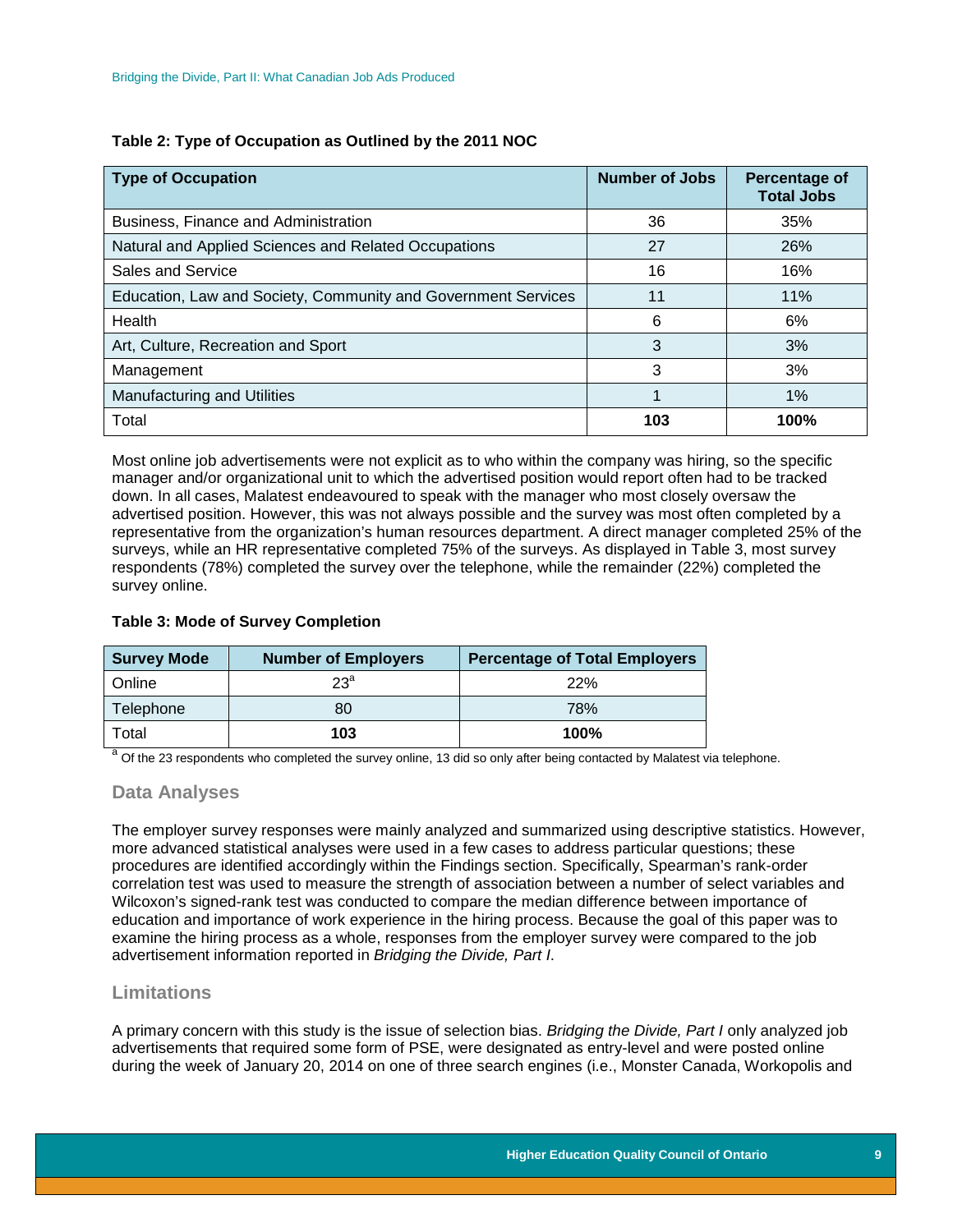**Table 2: Type of Occupation as Outlined by the 2011 NOC**

| Type of Occupation | Number of Jobs | Percentage of Total Jobs |
|---|---|---|
| Business, Finance and Administration | 36 | 35% |
| Natural and Applied Sciences and Related Occupations | 27 | 26% |
| Sales and Service | 16 | 16% |
| Education, Law and Society, Community and Government Services | 11 | 11% |
| Health | 6 | 6% |
| Art, Culture, Recreation and Sport | 3 | 3% |
| Management | 3 | 3% |
| Manufacturing and Utilities | 1 | 1% |
| Total | **103** | **100%** |

Most online job advertisements were not explicit as to who within the company was hiring, so the specific manager and/or organizational unit to which the advertised position would report often had to be tracked down. In all cases, Malatest endeavoured to speak with the manager who most closely oversaw the advertised position. However, this was not always possible and the survey was most often completed by a representative from the organization's human resources department. A direct manager completed 25% of the surveys, while an HR representative completed 75% of the surveys. As displayed in Table 3, most survey respondents (78%) completed the survey over the telephone, while the remainder (22%) completed the survey online.

**Table 3: Mode of Survey Completion**

| Survey Mode | Number of Employers | Percentage of Total Employers |
|---|---|---|
| Online | 23[a] | 22% |
| Telephone | 80 | 78% |
| Total | **103** | **100%** |

[a] Of the 23 respondents who completed the survey online, 13 did so only after being contacted by Malatest via telephone.

## Data Analyses

The employer survey responses were mainly analyzed and summarized using descriptive statistics. However, more advanced statistical analyses were used in a few cases to address particular questions; these procedures are identified accordingly within the Findings section. Specifically, Spearman's rank-order correlation test was used to measure the strength of association between a number of select variables and Wilcoxon's signed-rank test was conducted to compare the median difference between importance of education and importance of work experience in the hiring process. Because the goal of this paper was to examine the hiring process as a whole, responses from the employer survey were compared to the job advertisement information reported in *Bridging the Divide, Part I*.

## Limitations

A primary concern with this study is the issue of selection bias. *Bridging the Divide, Part I* only analyzed job advertisements that required some form of PSE, were designated as entry-level and were posted online during the week of January 20, 2014 on one of three search engines (i.e., Monster Canada, Workopolis and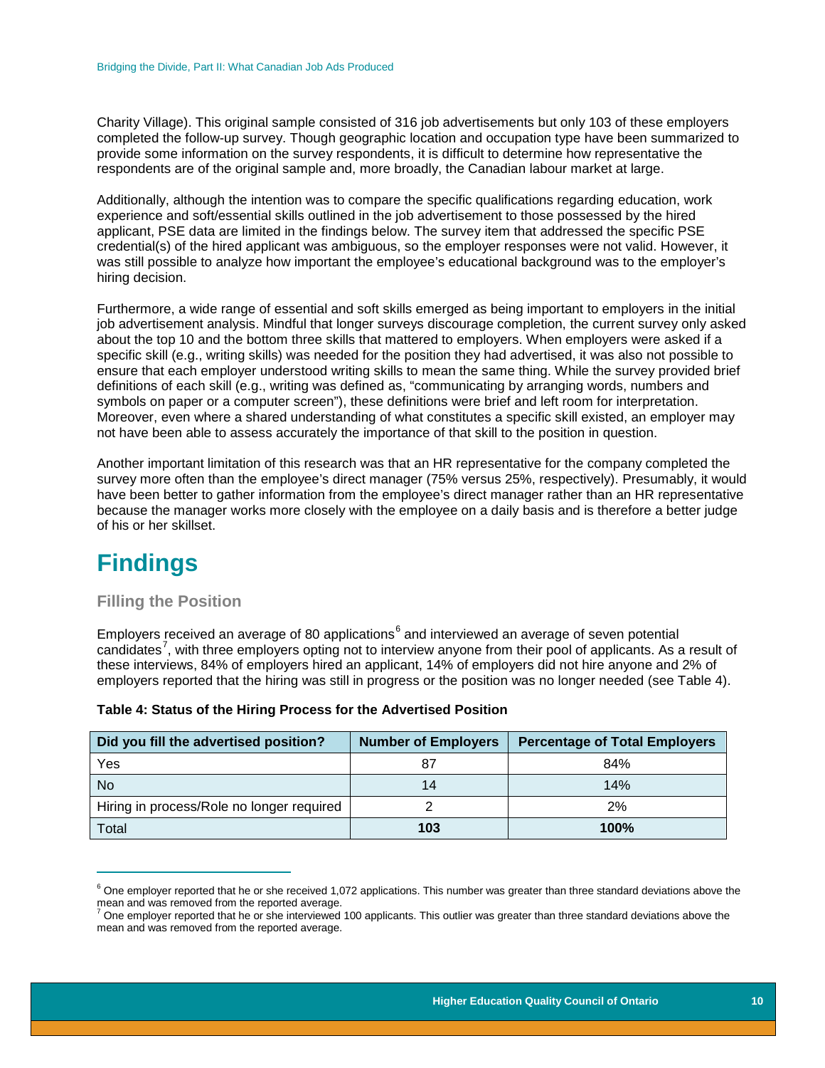Charity Village). This original sample consisted of 316 job advertisements but only 103 of these employers completed the follow-up survey. Though geographic location and occupation type have been summarized to provide some information on the survey respondents, it is difficult to determine how representative the respondents are of the original sample and, more broadly, the Canadian labour market at large.

Additionally, although the intention was to compare the specific qualifications regarding education, work experience and soft/essential skills outlined in the job advertisement to those possessed by the hired applicant, PSE data are limited in the findings below. The survey item that addressed the specific PSE credential(s) of the hired applicant was ambiguous, so the employer responses were not valid. However, it was still possible to analyze how important the employee's educational background was to the employer's hiring decision.

Furthermore, a wide range of essential and soft skills emerged as being important to employers in the initial job advertisement analysis. Mindful that longer surveys discourage completion, the current survey only asked about the top 10 and the bottom three skills that mattered to employers. When employers were asked if a specific skill (e.g., writing skills) was needed for the position they had advertised, it was also not possible to ensure that each employer understood writing skills to mean the same thing. While the survey provided brief definitions of each skill (e.g., writing was defined as, "communicating by arranging words, numbers and symbols on paper or a computer screen"), these definitions were brief and left room for interpretation. Moreover, even where a shared understanding of what constitutes a specific skill existed, an employer may not have been able to assess accurately the importance of that skill to the position in question.

Another important limitation of this research was that an HR representative for the company completed the survey more often than the employee's direct manager (75% versus 25%, respectively). Presumably, it would have been better to gather information from the employee's direct manager rather than an HR representative because the manager works more closely with the employee on a daily basis and is therefore a better judge of his or her skillset.

# Findings

## Filling the Position

Employers received an average of 80 applications[6] and interviewed an average of seven potential candidates[7], with three employers opting not to interview anyone from their pool of applicants. As a result of these interviews, 84% of employers hired an applicant, 14% of employers did not hire anyone and 2% of employers reported that the hiring was still in process or the position was no longer needed (see Table 4).

**Table 4: Status of the Hiring Process for the Advertised Position**

| Did you fill the advertised position? | Number of Employers | Percentage of Total Employers |
|---|---|---|
| Yes | 87 | 84% |
| No | 14 | 14% |
| Hiring in process/Role no longer required | 2 | 2% |
| Total | **103** | **100%** |

[6] One employer reported that he or she received 1,072 applications. This number was greater than three standard deviations above the mean and was removed from the reported average.

[7] One employer reported that he or she interviewed 100 applicants. This outlier was greater than three standard deviations above the mean and was removed from the reported average.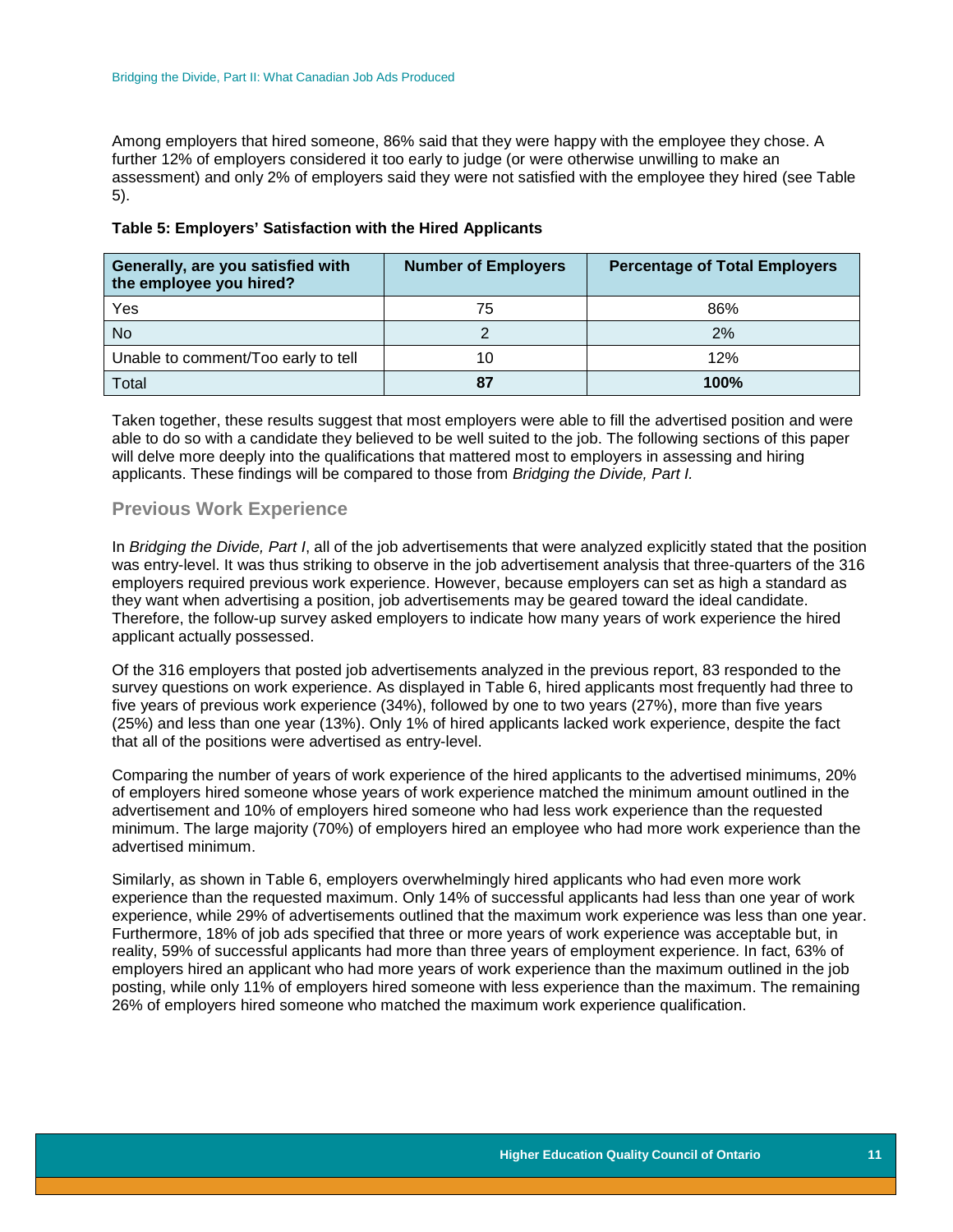Among employers that hired someone, 86% said that they were happy with the employee they chose. A further 12% of employers considered it too early to judge (or were otherwise unwilling to make an assessment) and only 2% of employers said they were not satisfied with the employee they hired (see Table 5).

**Table 5: Employers' Satisfaction with the Hired Applicants**

| Generally, are you satisfied with the employee you hired? | Number of Employers | Percentage of Total Employers |
|---|---|---|
| Yes | 75 | 86% |
| No | 2 | 2% |
| Unable to comment/Too early to tell | 10 | 12% |
| Total | **87** | **100%** |

Taken together, these results suggest that most employers were able to fill the advertised position and were able to do so with a candidate they believed to be well suited to the job. The following sections of this paper will delve more deeply into the qualifications that mattered most to employers in assessing and hiring applicants. These findings will be compared to those from *Bridging the Divide, Part I.*

## Previous Work Experience

In *Bridging the Divide, Part I*, all of the job advertisements that were analyzed explicitly stated that the position was entry-level. It was thus striking to observe in the job advertisement analysis that three-quarters of the 316 employers required previous work experience. However, because employers can set as high a standard as they want when advertising a position, job advertisements may be geared toward the ideal candidate. Therefore, the follow-up survey asked employers to indicate how many years of work experience the hired applicant actually possessed.

Of the 316 employers that posted job advertisements analyzed in the previous report, 83 responded to the survey questions on work experience. As displayed in Table 6, hired applicants most frequently had three to five years of previous work experience (34%), followed by one to two years (27%), more than five years (25%) and less than one year (13%). Only 1% of hired applicants lacked work experience, despite the fact that all of the positions were advertised as entry-level.

Comparing the number of years of work experience of the hired applicants to the advertised minimums, 20% of employers hired someone whose years of work experience matched the minimum amount outlined in the advertisement and 10% of employers hired someone who had less work experience than the requested minimum. The large majority (70%) of employers hired an employee who had more work experience than the advertised minimum.

Similarly, as shown in Table 6, employers overwhelmingly hired applicants who had even more work experience than the requested maximum. Only 14% of successful applicants had less than one year of work experience, while 29% of advertisements outlined that the maximum work experience was less than one year. Furthermore, 18% of job ads specified that three or more years of work experience was acceptable but, in reality, 59% of successful applicants had more than three years of employment experience. In fact, 63% of employers hired an applicant who had more years of work experience than the maximum outlined in the job posting, while only 11% of employers hired someone with less experience than the maximum. The remaining 26% of employers hired someone who matched the maximum work experience qualification.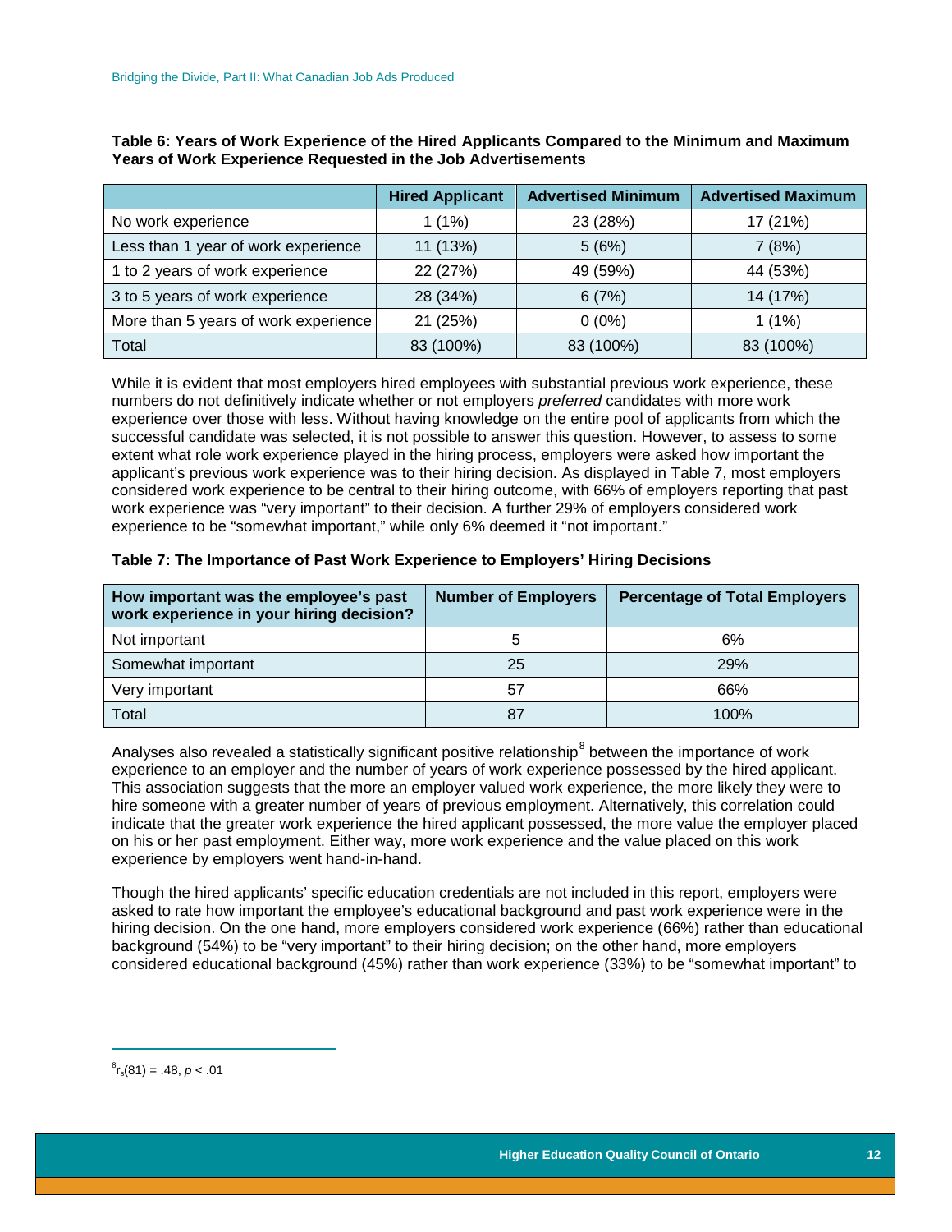**Table 6: Years of Work Experience of the Hired Applicants Compared to the Minimum and Maximum Years of Work Experience Requested in the Job Advertisements**

| | Hired Applicant | Advertised Minimum | Advertised Maximum |
|---|---|---|---|
| No work experience | 1 (1%) | 23 (28%) | 17 (21%) |
| Less than 1 year of work experience | 11 (13%) | 5 (6%) | 7 (8%) |
| 1 to 2 years of work experience | 22 (27%) | 49 (59%) | 44 (53%) |
| 3 to 5 years of work experience | 28 (34%) | 6 (7%) | 14 (17%) |
| More than 5 years of work experience | 21 (25%) | 0 (0%) | 1 (1%) |
| Total | 83 (100%) | 83 (100%) | 83 (100%) |

While it is evident that most employers hired employees with substantial previous work experience, these numbers do not definitively indicate whether or not employers *preferred* candidates with more work experience over those with less. Without having knowledge on the entire pool of applicants from which the successful candidate was selected, it is not possible to answer this question. However, to assess to some extent what role work experience played in the hiring process, employers were asked how important the applicant's previous work experience was to their hiring decision. As displayed in Table 7, most employers considered work experience to be central to their hiring outcome, with 66% of employers reporting that past work experience was "very important" to their decision. A further 29% of employers considered work experience to be "somewhat important," while only 6% deemed it "not important."

**Table 7: The Importance of Past Work Experience to Employers' Hiring Decisions**

| How important was the employee's past work experience in your hiring decision? | Number of Employers | Percentage of Total Employers |
|---|---|---|
| Not important | 5 | 6% |
| Somewhat important | 25 | 29% |
| Very important | 57 | 66% |
| Total | 87 | 100% |

Analyses also revealed a statistically significant positive relationship[8] between the importance of work experience to an employer and the number of years of work experience possessed by the hired applicant. This association suggests that the more an employer valued work experience, the more likely they were to hire someone with a greater number of years of previous employment. Alternatively, this correlation could indicate that the greater work experience the hired applicant possessed, the more value the employer placed on his or her past employment. Either way, more work experience and the value placed on this work experience by employers went hand-in-hand.

Though the hired applicants' specific education credentials are not included in this report, employers were asked to rate how important the employee's educational background and past work experience were in the hiring decision. On the one hand, more employers considered work experience (66%) rather than educational background (54%) to be "very important" to their hiring decision; on the other hand, more employers considered educational background (45%) rather than work experience (33%) to be "somewhat important" to

---

[8] $r_s(81) = .48$, $p < .01$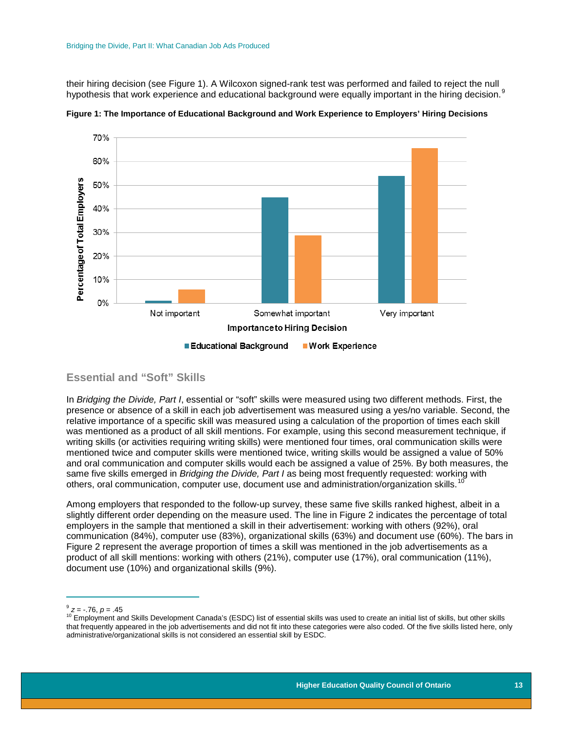their hiring decision (see Figure 1). A Wilcoxon signed-rank test was performed and failed to reject the null hypothesis that work experience and educational background were equally important in the hiring decision.[9]

**Figure 1: The Importance of Educational Background and Work Experience to Employers' Hiring Decisions**

## Essential and "Soft" Skills

In *Bridging the Divide, Part I*, essential or "soft" skills were measured using two different methods. First, the presence or absence of a skill in each job advertisement was measured using a yes/no variable. Second, the relative importance of a specific skill was measured using a calculation of the proportion of times each skill was mentioned as a product of all skill mentions. For example, using this second measurement technique, if writing skills (or activities requiring writing skills) were mentioned four times, oral communication skills were mentioned twice and computer skills were mentioned twice, writing skills would be assigned a value of 50% and oral communication and computer skills would each be assigned a value of 25%. By both measures, the same five skills emerged in *Bridging the Divide, Part I* as being most frequently requested: working with others, oral communication, computer use, document use and administration/organization skills.[10]

Among employers that responded to the follow-up survey, these same five skills ranked highest, albeit in a slightly different order depending on the measure used. The line in Figure 2 indicates the percentage of total employers in the sample that mentioned a skill in their advertisement: working with others (92%), oral communication (84%), computer use (83%), organizational skills (63%) and document use (60%). The bars in Figure 2 represent the average proportion of times a skill was mentioned in the job advertisements as a product of all skill mentions: working with others (21%), computer use (17%), oral communication (11%), document use (10%) and organizational skills (9%).

---

[9] $z = -.76$, $p = .45$

[10] Employment and Skills Development Canada's (ESDC) list of essential skills was used to create an initial list of skills, but other skills that frequently appeared in the job advertisements and did not fit into these categories were also coded. Of the five skills listed here, only administrative/organizational skills is not considered an essential skill by ESDC.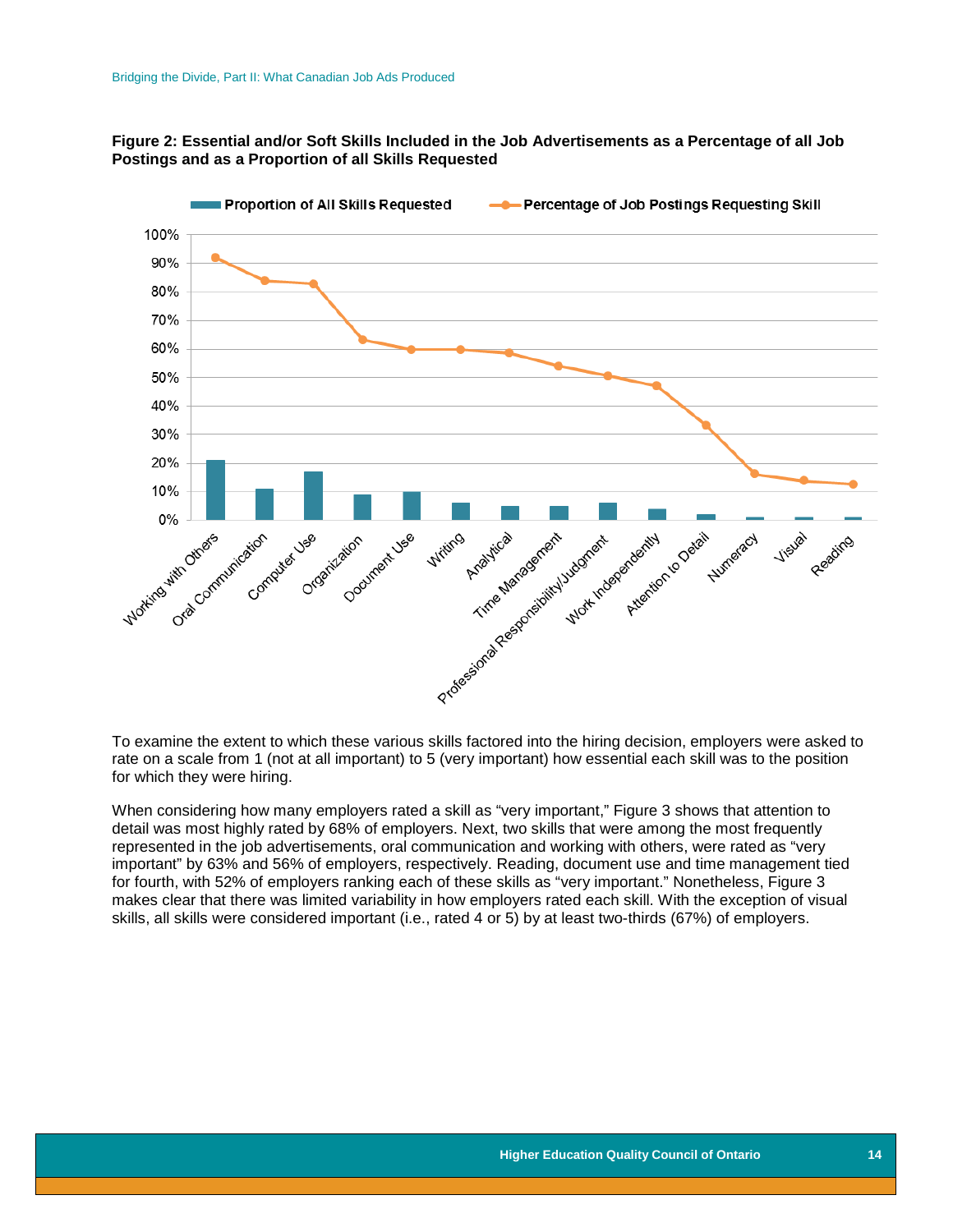**Figure 2: Essential and/or Soft Skills Included in the Job Advertisements as a Percentage of all Job Postings and as a Proportion of all Skills Requested**

To examine the extent to which these various skills factored into the hiring decision, employers were asked to rate on a scale from 1 (not at all important) to 5 (very important) how essential each skill was to the position for which they were hiring.

When considering how many employers rated a skill as "very important," Figure 3 shows that attention to detail was most highly rated by 68% of employers. Next, two skills that were among the most frequently represented in the job advertisements, oral communication and working with others, were rated as "very important" by 63% and 56% of employers, respectively. Reading, document use and time management tied for fourth, with 52% of employers ranking each of these skills as "very important." Nonetheless, Figure 3 makes clear that there was limited variability in how employers rated each skill. With the exception of visual skills, all skills were considered important (i.e., rated 4 or 5) by at least two-thirds (67%) of employers.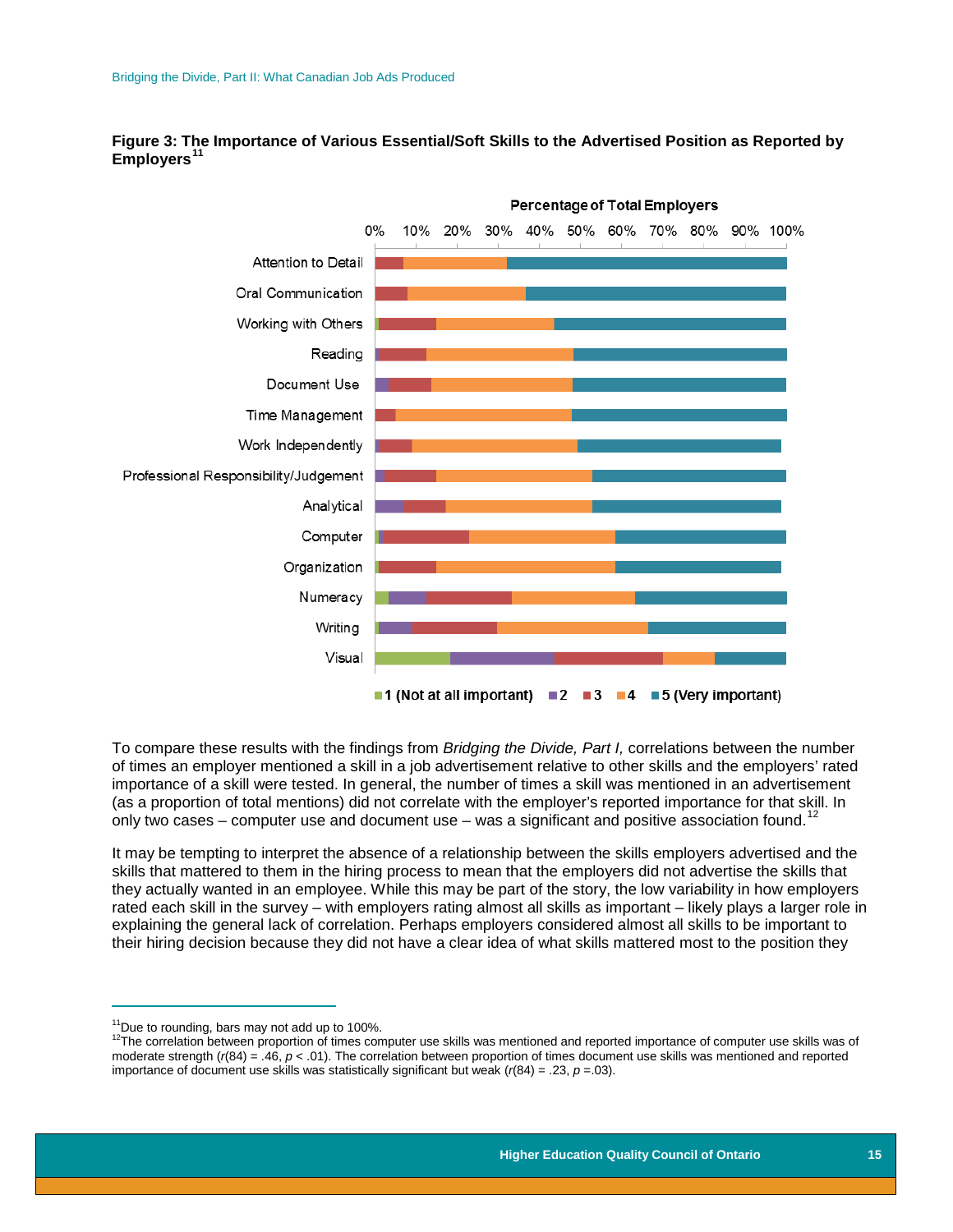**Figure 3: The Importance of Various Essential/Soft Skills to the Advertised Position as Reported by Employers**[11]

To compare these results with the findings from *Bridging the Divide, Part I,* correlations between the number of times an employer mentioned a skill in a job advertisement relative to other skills and the employers' rated importance of a skill were tested. In general, the number of times a skill was mentioned in an advertisement (as a proportion of total mentions) did not correlate with the employer's reported importance for that skill. In only two cases – computer use and document use – was a significant and positive association found.[12]

It may be tempting to interpret the absence of a relationship between the skills employers advertised and the skills that mattered to them in the hiring process to mean that the employers did not advertise the skills that they actually wanted in an employee. While this may be part of the story, the low variability in how employers rated each skill in the survey – with employers rating almost all skills as important – likely plays a larger role in explaining the general lack of correlation. Perhaps employers considered almost all skills to be important to their hiring decision because they did not have a clear idea of what skills mattered most to the position they

---

[11] Due to rounding, bars may not add up to 100%.

[12] The correlation between proportion of times computer use skills was mentioned and reported importance of computer use skills was of moderate strength ($r(84) = .46$, $p < .01$). The correlation between proportion of times document use skills was mentioned and reported importance of document use skills was statistically significant but weak ($r(84) = .23$, $p = .03$).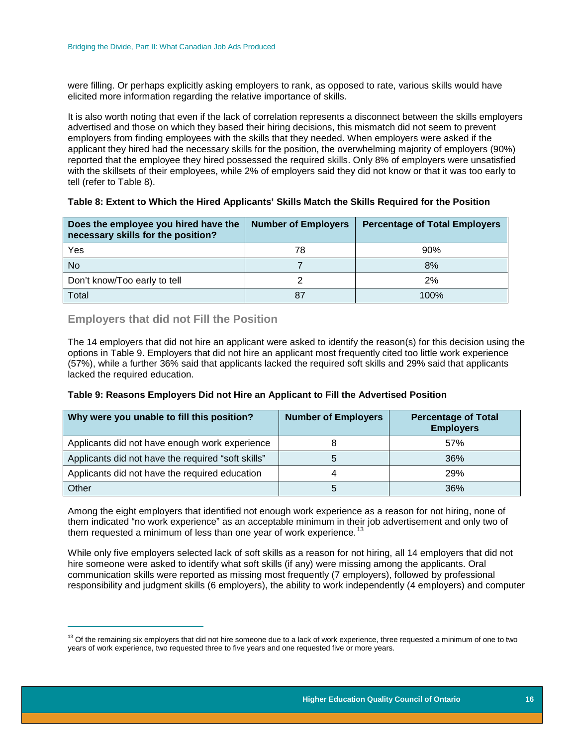were filling. Or perhaps explicitly asking employers to rank, as opposed to rate, various skills would have elicited more information regarding the relative importance of skills.

It is also worth noting that even if the lack of correlation represents a disconnect between the skills employers advertised and those on which they based their hiring decisions, this mismatch did not seem to prevent employers from finding employees with the skills that they needed. When employers were asked if the applicant they hired had the necessary skills for the position, the overwhelming majority of employers (90%) reported that the employee they hired possessed the required skills. Only 8% of employers were unsatisfied with the skillsets of their employees, while 2% of employers said they did not know or that it was too early to tell (refer to Table 8).

**Table 8: Extent to Which the Hired Applicants' Skills Match the Skills Required for the Position**

| Does the employee you hired have the necessary skills for the position? | Number of Employers | Percentage of Total Employers |
|---|---|---|
| Yes | 78 | 90% |
| No | 7 | 8% |
| Don't know/Too early to tell | 2 | 2% |
| Total | 87 | 100% |

## Employers that did not Fill the Position

The 14 employers that did not hire an applicant were asked to identify the reason(s) for this decision using the options in Table 9. Employers that did not hire an applicant most frequently cited too little work experience (57%), while a further 36% said that applicants lacked the required soft skills and 29% said that applicants lacked the required education.

**Table 9: Reasons Employers Did not Hire an Applicant to Fill the Advertised Position**

| Why were you unable to fill this position? | Number of Employers | Percentage of Total Employers |
|---|---|---|
| Applicants did not have enough work experience | 8 | 57% |
| Applicants did not have the required "soft skills" | 5 | 36% |
| Applicants did not have the required education | 4 | 29% |
| Other | 5 | 36% |

Among the eight employers that identified not enough work experience as a reason for not hiring, none of them indicated "no work experience" as an acceptable minimum in their job advertisement and only two of them requested a minimum of less than one year of work experience.[13]

While only five employers selected lack of soft skills as a reason for not hiring, all 14 employers that did not hire someone were asked to identify what soft skills (if any) were missing among the applicants. Oral communication skills were reported as missing most frequently (7 employers), followed by professional responsibility and judgment skills (6 employers), the ability to work independently (4 employers) and computer

[13] Of the remaining six employers that did not hire someone due to a lack of work experience, three requested a minimum of one to two years of work experience, two requested three to five years and one requested five or more years.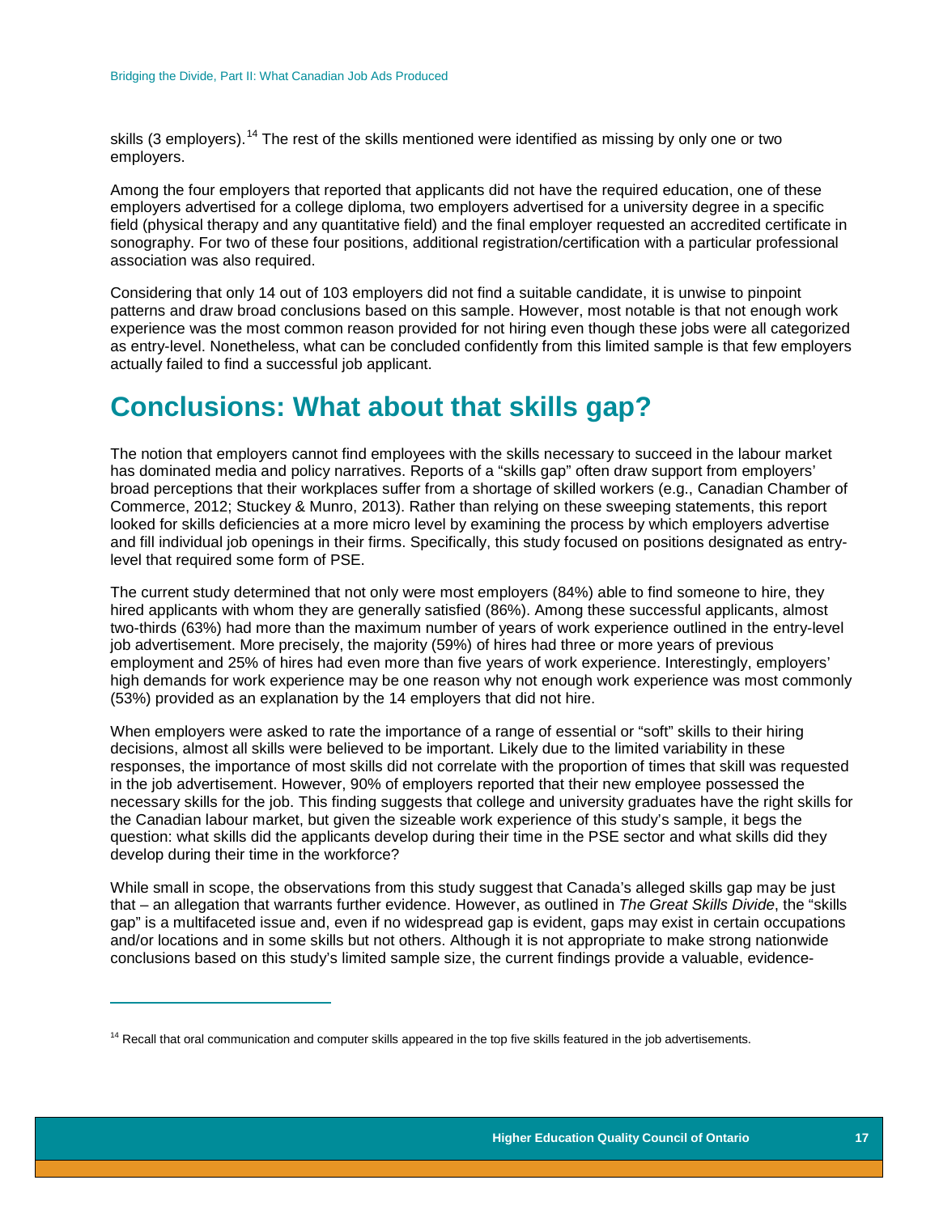skills (3 employers).[14] The rest of the skills mentioned were identified as missing by only one or two employers.

Among the four employers that reported that applicants did not have the required education, one of these employers advertised for a college diploma, two employers advertised for a university degree in a specific field (physical therapy and any quantitative field) and the final employer requested an accredited certificate in sonography. For two of these four positions, additional registration/certification with a particular professional association was also required.

Considering that only 14 out of 103 employers did not find a suitable candidate, it is unwise to pinpoint patterns and draw broad conclusions based on this sample. However, most notable is that not enough work experience was the most common reason provided for not hiring even though these jobs were all categorized as entry-level. Nonetheless, what can be concluded confidently from this limited sample is that few employers actually failed to find a successful job applicant.

# Conclusions: What about that skills gap?

The notion that employers cannot find employees with the skills necessary to succeed in the labour market has dominated media and policy narratives. Reports of a "skills gap" often draw support from employers' broad perceptions that their workplaces suffer from a shortage of skilled workers (e.g., Canadian Chamber of Commerce, 2012; Stuckey & Munro, 2013). Rather than relying on these sweeping statements, this report looked for skills deficiencies at a more micro level by examining the process by which employers advertise and fill individual job openings in their firms. Specifically, this study focused on positions designated as entry-level that required some form of PSE.

The current study determined that not only were most employers (84%) able to find someone to hire, they hired applicants with whom they are generally satisfied (86%). Among these successful applicants, almost two-thirds (63%) had more than the maximum number of years of work experience outlined in the entry-level job advertisement. More precisely, the majority (59%) of hires had three or more years of previous employment and 25% of hires had even more than five years of work experience. Interestingly, employers' high demands for work experience may be one reason why not enough work experience was most commonly (53%) provided as an explanation by the 14 employers that did not hire.

When employers were asked to rate the importance of a range of essential or "soft" skills to their hiring decisions, almost all skills were believed to be important. Likely due to the limited variability in these responses, the importance of most skills did not correlate with the proportion of times that skill was requested in the job advertisement. However, 90% of employers reported that their new employee possessed the necessary skills for the job. This finding suggests that college and university graduates have the right skills for the Canadian labour market, but given the sizeable work experience of this study's sample, it begs the question: what skills did the applicants develop during their time in the PSE sector and what skills did they develop during their time in the workforce?

While small in scope, the observations from this study suggest that Canada's alleged skills gap may be just that – an allegation that warrants further evidence. However, as outlined in *The Great Skills Divide*, the "skills gap" is a multifaceted issue and, even if no widespread gap is evident, gaps may exist in certain occupations and/or locations and in some skills but not others. Although it is not appropriate to make strong nationwide conclusions based on this study's limited sample size, the current findings provide a valuable, evidence-

[14] Recall that oral communication and computer skills appeared in the top five skills featured in the job advertisements.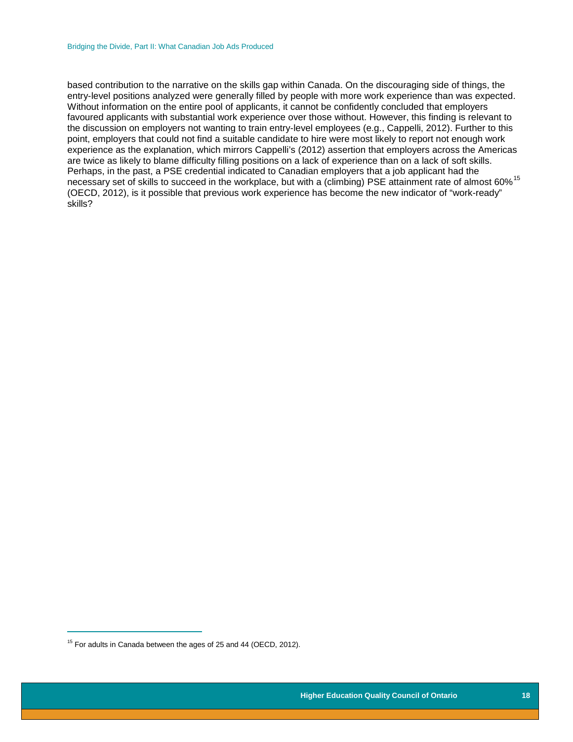based contribution to the narrative on the skills gap within Canada. On the discouraging side of things, the entry-level positions analyzed were generally filled by people with more work experience than was expected. Without information on the entire pool of applicants, it cannot be confidently concluded that employers favoured applicants with substantial work experience over those without. However, this finding is relevant to the discussion on employers not wanting to train entry-level employees (e.g., Cappelli, 2012). Further to this point, employers that could not find a suitable candidate to hire were most likely to report not enough work experience as the explanation, which mirrors Cappelli's (2012) assertion that employers across the Americas are twice as likely to blame difficulty filling positions on a lack of experience than on a lack of soft skills. Perhaps, in the past, a PSE credential indicated to Canadian employers that a job applicant had the necessary set of skills to succeed in the workplace, but with a (climbing) PSE attainment rate of almost 60%[15] (OECD, 2012), is it possible that previous work experience has become the new indicator of "work-ready" skills?

---

[15] For adults in Canada between the ages of 25 and 44 (OECD, 2012).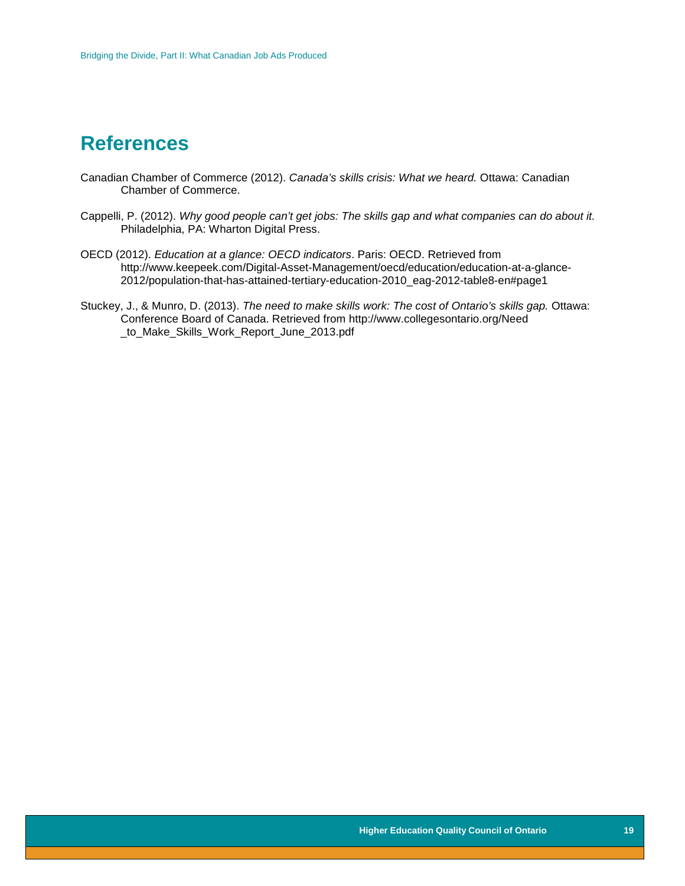# References

Canadian Chamber of Commerce (2012). *Canada's skills crisis: What we heard.* Ottawa: Canadian Chamber of Commerce.

Cappelli, P. (2012). *Why good people can't get jobs: The skills gap and what companies can do about it.* Philadelphia, PA: Wharton Digital Press.

OECD (2012). *Education at a glance: OECD indicators*. Paris: OECD. Retrieved from http://www.keepeek.com/Digital-Asset-Management/oecd/education/education-at-a-glance-2012/population-that-has-attained-tertiary-education-2010_eag-2012-table8-en#page1

Stuckey, J., & Munro, D. (2013). *The need to make skills work: The cost of Ontario's skills gap.* Ottawa: Conference Board of Canada. Retrieved from http://www.collegesontario.org/Need_to_Make_Skills_Work_Report_June_2013.pdf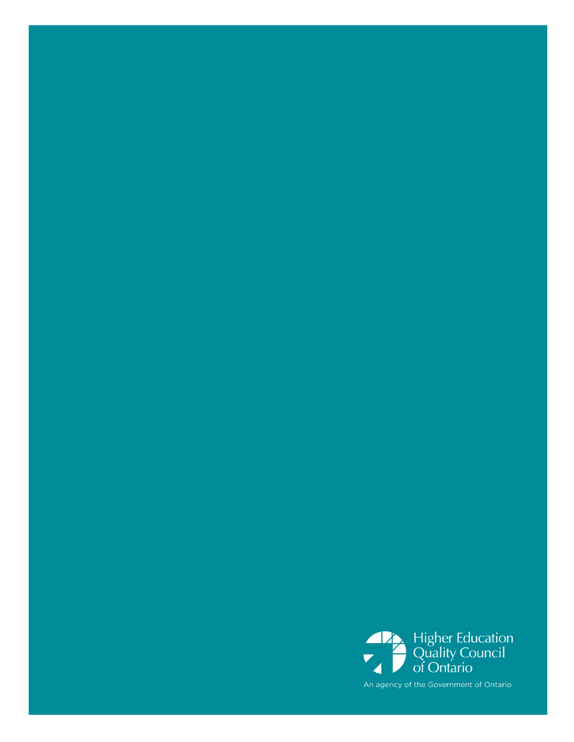Higher Education Quality Council of Ontario

An agency of the Government of Ontario